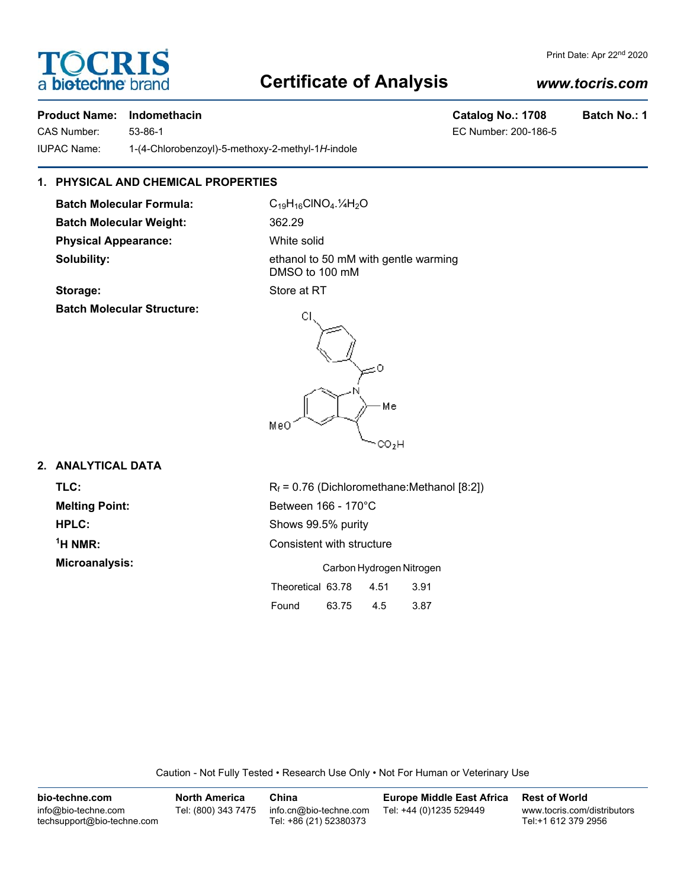# Certificate of Analysis

Print Date: Apr 22nd 2020

www.tocris.com

**Product Name:** Indomethacin  **Catalog No.:** 1708  **Batch No.:** 1

CAS Number: 53-86-1  EC Number: 200-186-5

IUPAC Name: 1-(4-Chlorobenzoyl)-5-methoxy-2-methyl-1*H*-indole

## 1. PHYSICAL AND CHEMICAL PROPERTIES

**Batch Molecular Formula:** $C_{19}H_{16}ClNO_4.¼H_2O$

**Batch Molecular Weight:** 362.29

**Physical Appearance:** White solid

**Solubility:** ethanol to 50 mM with gentle warming
DMSO to 100 mM

**Storage:** Store at RT

**Batch Molecular Structure:**

## 2. ANALYTICAL DATA

**TLC:** $R_f$ = 0.76 (Dichloromethane:Methanol [8:2])

**Melting Point:** Between 166 - 170°C

**HPLC:** Shows 99.5% purity

**$^1$H NMR:** Consistent with structure

**Microanalysis:**

| | Carbon | Hydrogen | Nitrogen |
|---|---|---|---|
| Theoretical | 63.78 | 4.51 | 3.91 |
| Found | 63.75 | 4.5 | 3.87 |

Caution - Not Fully Tested • Research Use Only • Not For Human or Veterinary Use

**bio-techne.com**
info@bio-techne.com
techsupport@bio-techne.com

**North America**
Tel: (800) 343 7475

**China**
info.cn@bio-techne.com
Tel: +86 (21) 52380373

**Europe Middle East Africa**
Tel: +44 (0)1235 529449

**Rest of World**
www.tocris.com/distributors
Tel:+1 612 379 2956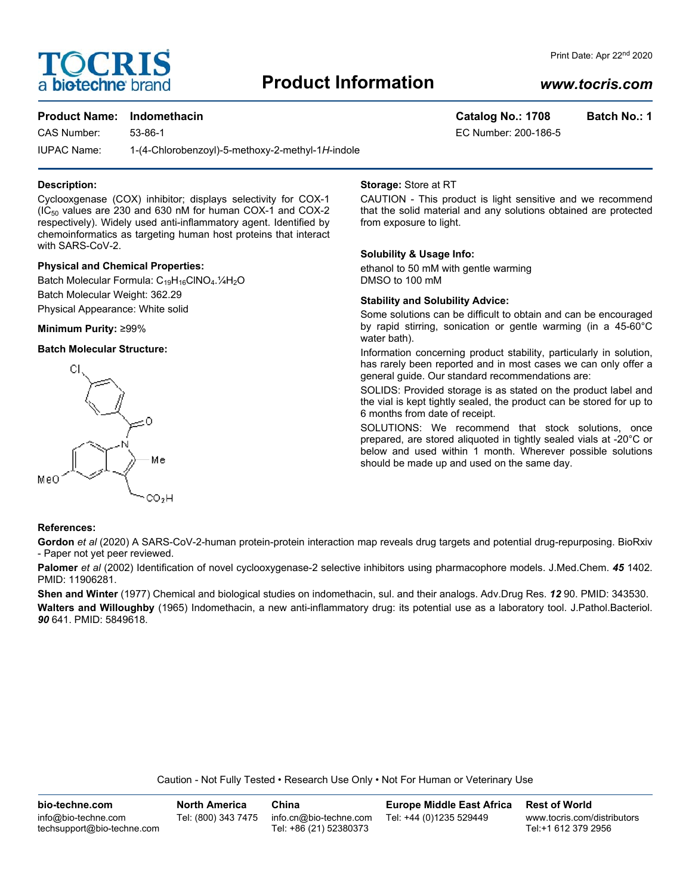# Product Information

**TOCRIS** a biotechne brand

*www.tocris.com*

Print Date: Apr 22nd 2020

**Product Name:** **Indomethacin** **Catalog No.: 1708** **Batch No.: 1**

CAS Number: 53-86-1 EC Number: 200-186-5

IUPAC Name: 1-(4-Chlorobenzoyl)-5-methoxy-2-methyl-1*H*-indole

### Description:

Cyclooxgenase (COX) inhibitor; displays selectivity for COX-1 ($IC_{50}$ values are 230 and 630 nM for human COX-1 and COX-2 respectively). Widely used anti-inflammatory agent. Identified by chemoinformatics as targeting human host proteins that interact with SARS-CoV-2.

### Physical and Chemical Properties:

Batch Molecular Formula: $C_{19}H_{16}ClNO_4.¼H_2O$

Batch Molecular Weight: 362.29

Physical Appearance: White solid

**Minimum Purity:** ≥99%

### Batch Molecular Structure:

Cl

O

N

Me

MeO

$CO_2H$

### Storage: Store at RT

CAUTION - This product is light sensitive and we recommend that the solid material and any solutions obtained are protected from exposure to light.

### Solubility & Usage Info:

ethanol to 50 mM with gentle warming
DMSO to 100 mM

### Stability and Solubility Advice:

Some solutions can be difficult to obtain and can be encouraged by rapid stirring, sonication or gentle warming (in a 45-60°C water bath).

Information concerning product stability, particularly in solution, has rarely been reported and in most cases we can only offer a general guide. Our standard recommendations are:

SOLIDS: Provided storage is as stated on the product label and the vial is kept tightly sealed, the product can be stored for up to 6 months from date of receipt.

SOLUTIONS: We recommend that stock solutions, once prepared, are stored aliquoted in tightly sealed vials at -20°C or below and used within 1 month. Wherever possible solutions should be made up and used on the same day.

### References:

**Gordon** *et al* (2020) A SARS-CoV-2-human protein-protein interaction map reveals drug targets and potential drug-repurposing. BioRxiv - Paper not yet peer reviewed.

**Palomer** *et al* (2002) Identification of novel cyclooxygenase-2 selective inhibitors using pharmacophore models. J.Med.Chem. ***45*** 1402. PMID: 11906281.

**Shen and Winter** (1977) Chemical and biological studies on indomethacin, sul. and their analogs. Adv.Drug Res. ***12*** 90. PMID: 343530.

**Walters and Willoughby** (1965) Indomethacin, a new anti-inflammatory drug: its potential use as a laboratory tool. J.Pathol.Bacteriol. ***90*** 641. PMID: 5849618.

Caution - Not Fully Tested • Research Use Only • Not For Human or Veterinary Use

| **bio-techne.com** | **North America** | **China** | **Europe Middle East Africa** | **Rest of World** |
|---|---|---|---|---|
| info@bio-techne.com | Tel: (800) 343 7475 | info.cn@bio-techne.com | Tel: +44 (0)1235 529449 | www.tocris.com/distributors |
| techsupport@bio-techne.com | | Tel: +86 (21) 52380373 | | Tel:+1 612 379 2956 |